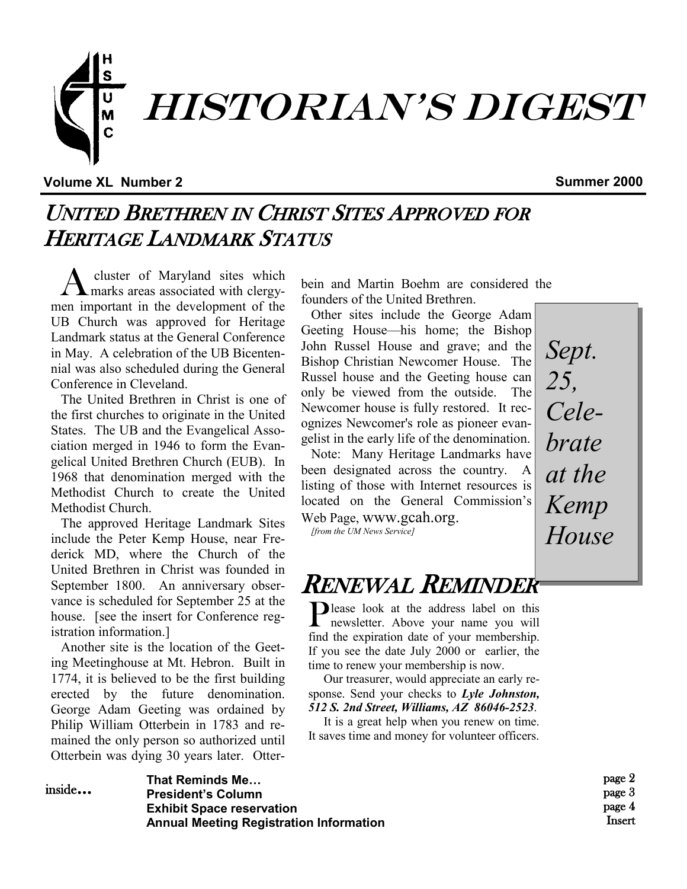# HISTORIAN'S DIGEST

**Volume XL Number 2** **Summer 2000**

## UNITED BRETHREN IN CHRIST SITES APPROVED FOR HERITAGE LANDMARK STATUS

A cluster of Maryland sites which marks areas associated with clergymen important in the development of the UB Church was approved for Heritage Landmark status at the General Conference in May. A celebration of the UB Bicentennial was also scheduled during the General Conference in Cleveland.

The United Brethren in Christ is one of the first churches to originate in the United States. The UB and the Evangelical Association merged in 1946 to form the Evangelical United Brethren Church (EUB). In 1968 that denomination merged with the Methodist Church to create the United Methodist Church.

The approved Heritage Landmark Sites include the Peter Kemp House, near Frederick MD, where the Church of the United Brethren in Christ was founded in September 1800. An anniversary observance is scheduled for September 25 at the house. [see the insert for Conference registration information.]

Another site is the location of the Geeting Meetinghouse at Mt. Hebron. Built in 1774, it is believed to be the first building erected by the future denomination. George Adam Geeting was ordained by Philip William Otterbein in 1783 and remained the only person so authorized until Otterbein was dying 30 years later. Otterbein and Martin Boehm are considered the founders of the United Brethren.

Other sites include the George Adam Geeting House—his home; the Bishop John Russel House and grave; and the Bishop Christian Newcomer House. The Russel house and the Geeting house can only be viewed from the outside. The Newcomer house is fully restored. It recognizes Newcomer's role as pioneer evangelist in the early life of the denomination.

Note: Many Heritage Landmarks have been designated across the country. A listing of those with Internet resources is located on the General Commission's Web Page, www.gcah.org.

*[from the UM News Service]*

> *Sept. 25, Celebrate at the Kemp House*

## RENEWAL REMINDER

Please look at the address label on this newsletter. Above your name you will find the expiration date of your membership. If you see the date July 2000 or earlier, the time to renew your membership is now.

Our treasurer, would appreciate an early response. Send your checks to ***Lyle Johnston, 512 S. 2nd Street, Williams, AZ 86046-2523***.

It is a great help when you renew on time. It saves time and money for volunteer officers.

inside…

| | |
|---|---|
| **That Reminds Me…** | page 2 |
| **President's Column** | page 3 |
| **Exhibit Space reservation** | page 4 |
| **Annual Meeting Registration Information** | Insert |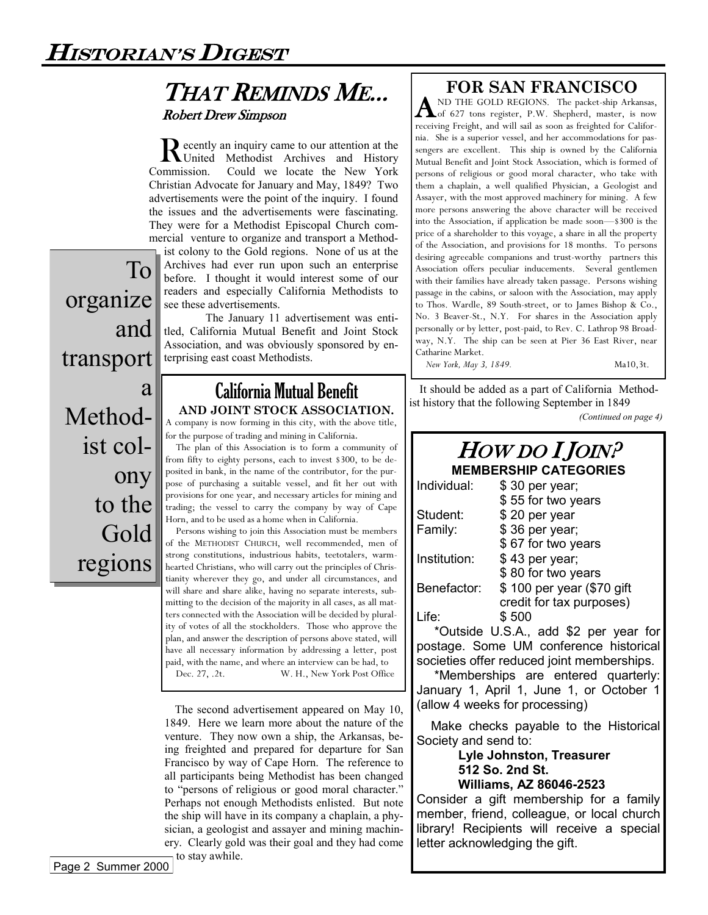# THAT REMINDS ME...

*Robert Drew Simpson*

Recently an inquiry came to our attention at the United Methodist Archives and History Commission. Could we locate the New York Christian Advocate for January and May, 1849? Two advertisements were the point of the inquiry. I found the issues and the advertisements were fascinating. They were for a Methodist Episcopal Church commercial venture to organize and transport a Methodist colony to the Gold regions. None of us at the Archives had ever run upon such an enterprise before. I thought it would interest some of our readers and especially California Methodists to see these advertisements.

To organize and transport a Methodist colony to the Gold regions

The January 11 advertisement was entitled, California Mutual Benefit and Joint Stock Association, and was obviously sponsored by enterprising east coast Methodists.

## California Mutual Benefit
### AND JOINT STOCK ASSOCIATION.

A company is now forming in this city, with the above title, for the purpose of trading and mining in California.

The plan of this Association is to form a community of from fifty to eighty persons, each to invest $300, to be deposited in bank, in the name of the contributor, for the purpose of purchasing a suitable vessel, and fit her out with provisions for one year, and necessary articles for mining and trading; the vessel to carry the company by way of Cape Horn, and to be used as a home when in California.

Persons wishing to join this Association must be members of the METHODIST CHURCH, well recommended, men of strong constitutions, industrious habits, teetotalers, warm-hearted Christians, who will carry out the principles of Christianity wherever they go, and under all circumstances, and will share and share alike, having no separate interests, submitting to the decision of the majority in all cases, as all matters connected with the Association will be decided by plurality of votes of all the stockholders. Those who approve the plan, and answer the description of persons above stated, will have all necessary information by addressing a letter, post paid, with the name, and where an interview can be had, to

Dec. 27, .2t. W. H., New York Post Office

The second advertisement appeared on May 10, 1849. Here we learn more about the nature of the venture. They now own a ship, the Arkansas, being freighted and prepared for departure for San Francisco by way of Cape Horn. The reference to all participants being Methodist has been changed to "persons of religious or good moral character." Perhaps not enough Methodists enlisted. But note the ship will have in its company a chaplain, a physician, a geologist and assayer and mining machinery. Clearly gold was their goal and they had come to stay awhile.

## FOR SAN FRANCISCO

AND THE GOLD REGIONS. The packet-ship Arkansas, of 627 tons register, P.W. Shepherd, master, is now receiving Freight, and will sail as soon as freighted for California. She is a superior vessel, and her accommodations for passengers are excellent. This ship is owned by the California Mutual Benefit and Joint Stock Association, which is formed of persons of religious or good moral character, who take with them a chaplain, a well qualified Physician, a Geologist and Assayer, with the most approved machinery for mining. A few more persons answering the above character will be received into the Association, if application be made soon—$300 is the price of a shareholder to this voyage, a share in all the property of the Association, and provisions for 18 months. To persons desiring agreeable companions and trust-worthy partners this Association offers peculiar inducements. Several gentlemen with their families have already taken passage. Persons wishing passage in the cabins, or saloon with the Association, may apply to Thos. Wardle, 89 South-street, or to James Bishop & Co., No. 3 Beaver-St., N.Y. For shares in the Association apply personally or by letter, post-paid, to Rev. C. Lathrop 98 Broadway, N.Y. The ship can be seen at Pier 36 East River, near Catharine Market.

*New York, May 3, 1849.* Ma10,3t.

It should be added as a part of California Methodist history that the following September in 1849

*(Continued on page 4)*

# HOW DO I JOIN?

**MEMBERSHIP CATEGORIES**

| | |
|---|---|
| Individual: | $ 30 per year; $ 55 for two years |
| Student: | $ 20 per year |
| Family: | $ 36 per year; $ 67 for two years |
| Institution: | $ 43 per year; $ 80 for two years |
| Benefactor: | $ 100 per year ($70 gift credit for tax purposes) |
| Life: | $ 500 |

*Outside U.S.A., add $2 per year for postage. Some UM conference historical societies offer reduced joint memberships.

*Memberships are entered quarterly: January 1, April 1, June 1, or October 1 (allow 4 weeks for processing)

Make checks payable to the Historical Society and send to:

**Lyle Johnston, Treasurer**
**512 So. 2nd St.**
**Williams, AZ 86046-2523**

Consider a gift membership for a family member, friend, colleague, or local church library! Recipients will receive a special letter acknowledging the gift.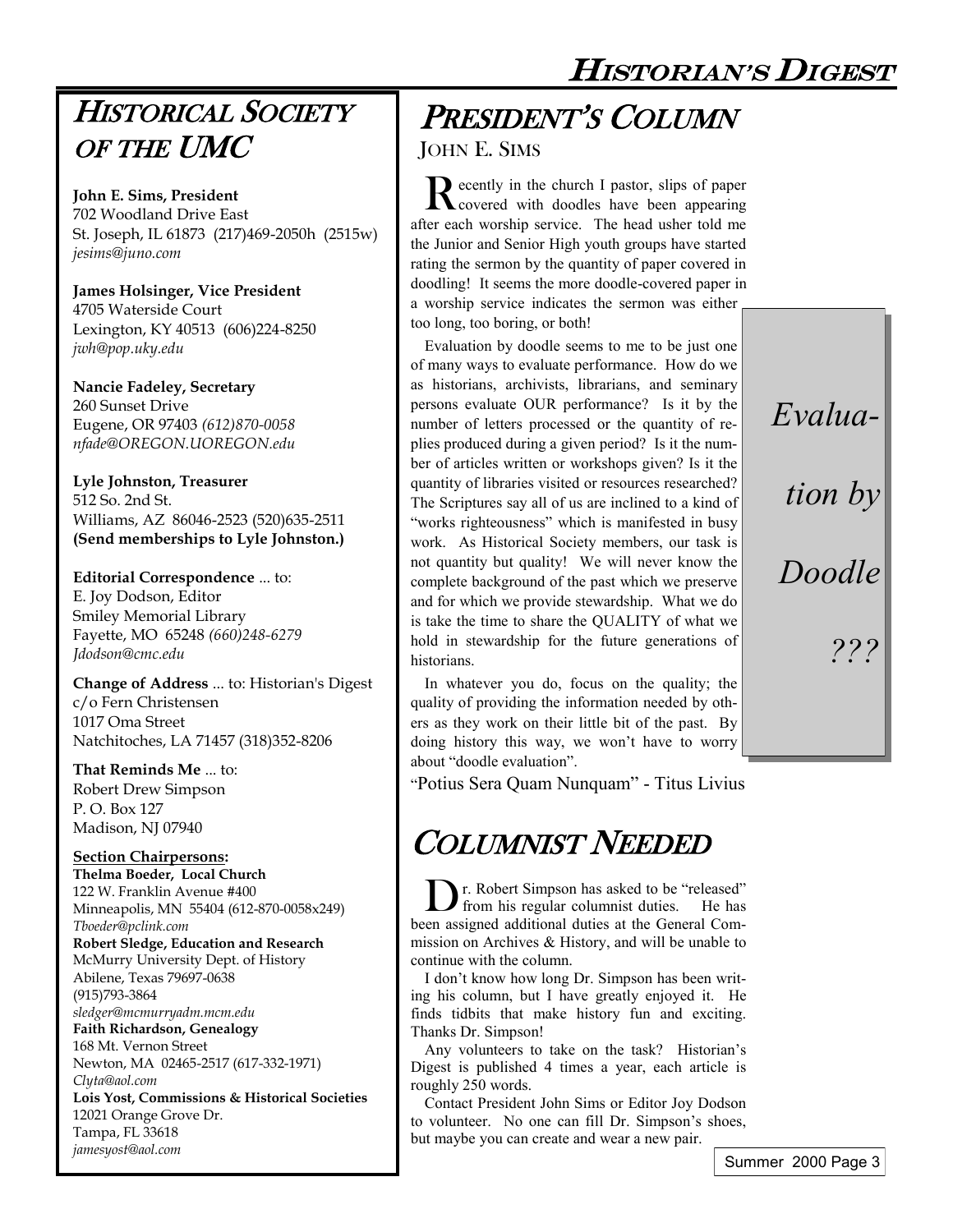## Historical Society of the UMC

**John E. Sims, President**
702 Woodland Drive East
St. Joseph, IL 61873 (217)469-2050h (2515w)
*jesims@juno.com*

**James Holsinger, Vice President**
4705 Waterside Court
Lexington, KY 40513 (606)224-8250
*jwh@pop.uky.edu*

**Nancie Fadeley, Secretary**
260 Sunset Drive
Eugene, OR 97403 *(612)870-0058*
*nfade@OREGON.UOREGON.edu*

**Lyle Johnston, Treasurer**
512 So. 2nd St.
Williams, AZ 86046-2523 (520)635-2511
**(Send memberships to Lyle Johnston.)**

**Editorial Correspondence** ... to:
E. Joy Dodson, Editor
Smiley Memorial Library
Fayette, MO 65248 *(660)248-6279*
*Jdodson@cmc.edu*

**Change of Address** ... to: Historian's Digest
c/o Fern Christensen
1017 Oma Street
Natchitoches, LA 71457 (318)352-8206

**That Reminds Me** ... to:
Robert Drew Simpson
P. O. Box 127
Madison, NJ 07940

**Section Chairpersons:**

**Thelma Boeder, Local Church**
122 W. Franklin Avenue #400
Minneapolis, MN 55404 (612-870-0058x249)
*Tboeder@pclink.com*

**Robert Sledge, Education and Research**
McMurry University Dept. of History
Abilene, Texas 79697-0638
(915)793-3864
*sledger@mcmurryadm.mcm.edu*

**Faith Richardson, Genealogy**
168 Mt. Vernon Street
Newton, MA 02465-2517 (617-332-1971)
*Clyta@aol.com*

**Lois Yost, Commissions & Historical Societies**
12021 Orange Grove Dr.
Tampa, FL 33618
*jamesyost@aol.com*

## President's Column

JOHN E. SIMS

Recently in the church I pastor, slips of paper covered with doodles have been appearing after each worship service. The head usher told me the Junior and Senior High youth groups have started rating the sermon by the quantity of paper covered in doodling! It seems the more doodle-covered paper in a worship service indicates the sermon was either too long, too boring, or both!

Evaluation by doodle seems to me to be just one of many ways to evaluate performance. How do we as historians, archivists, librarians, and seminary persons evaluate OUR performance? Is it by the number of letters processed or the quantity of replies produced during a given period? Is it the number of articles written or workshops given? Is it the quantity of libraries visited or resources researched? The Scriptures say all of us are inclined to a kind of "works righteousness" which is manifested in busy work. As Historical Society members, our task is not quantity but quality! We will never know the complete background of the past which we preserve and for which we provide stewardship. What we do is take the time to share the QUALITY of what we hold in stewardship for the future generations of historians.

> *Evaluation by Doodle ???*

In whatever you do, focus on the quality; the quality of providing the information needed by others as they work on their little bit of the past. By doing history this way, we won't have to worry about "doodle evaluation".

"Potius Sera Quam Nunquam" - Titus Livius

## Columnist Needed

Dr. Robert Simpson has asked to be "released" from his regular columnist duties. He has been assigned additional duties at the General Commission on Archives & History, and will be unable to continue with the column.

I don't know how long Dr. Simpson has been writing his column, but I have greatly enjoyed it. He finds tidbits that make history fun and exciting. Thanks Dr. Simpson!

Any volunteers to take on the task? Historian's Digest is published 4 times a year, each article is roughly 250 words.

Contact President John Sims or Editor Joy Dodson to volunteer. No one can fill Dr. Simpson's shoes, but maybe you can create and wear a new pair.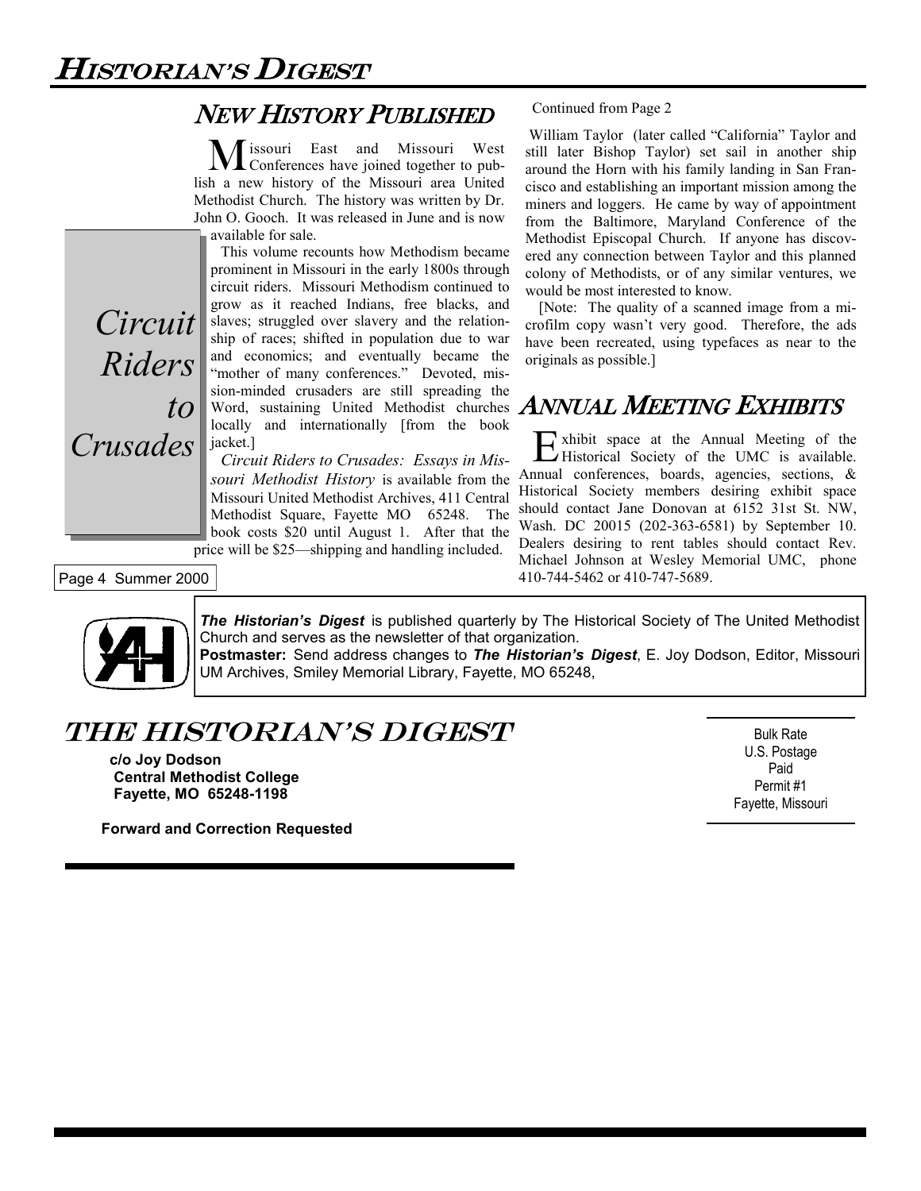## New History Published

Missouri East and Missouri West Conferences have joined together to publish a new history of the Missouri area United Methodist Church. The history was written by Dr. John O. Gooch. It was released in June and is now available for sale.

*Circuit Riders to Crusades*

This volume recounts how Methodism became prominent in Missouri in the early 1800s through circuit riders. Missouri Methodism continued to grow as it reached Indians, free blacks, and slaves; struggled over slavery and the relationship of races; shifted in population due to war and economics; and eventually became the "mother of many conferences." Devoted, mission-minded crusaders are still spreading the Word, sustaining United Methodist churches locally and internationally [from the book jacket.]

*Circuit Riders to Crusades: Essays in Missouri Methodist History* is available from the Missouri United Methodist Archives, 411 Central Methodist Square, Fayette MO 65248. The book costs $20 until August 1. After that the price will be $25—shipping and handling included.

Page 4 Summer 2000

Continued from Page 2

William Taylor (later called "California" Taylor and still later Bishop Taylor) set sail in another ship around the Horn with his family landing in San Francisco and establishing an important mission among the miners and loggers. He came by way of appointment from the Baltimore, Maryland Conference of the Methodist Episcopal Church. If anyone has discovered any connection between Taylor and this planned colony of Methodists, or of any similar ventures, we would be most interested to know.

[Note: The quality of a scanned image from a microfilm copy wasn't very good. Therefore, the ads have been recreated, using typefaces as near to the originals as possible.]

## Annual Meeting Exhibits

Exhibit space at the Annual Meeting of the Historical Society of the UMC is available. Annual conferences, boards, agencies, sections, & Historical Society members desiring exhibit space should contact Jane Donovan at 6152 31st St. NW, Wash. DC 20015 (202-363-6581) by September 10. Dealers desiring to rent tables should contact Rev. Michael Johnson at Wesley Memorial UMC, phone 410-744-5462 or 410-747-5689.

***The Historian's Digest*** is published quarterly by The Historical Society of The United Methodist Church and serves as the newsletter of that organization.
**Postmaster:** Send address changes to ***The Historian's Digest***, E. Joy Dodson, Editor, Missouri UM Archives, Smiley Memorial Library, Fayette, MO 65248,

# The Historian's Digest

**c/o Joy Dodson**
**Central Methodist College**
**Fayette, MO 65248-1198**

**Forward and Correction Requested**

Bulk Rate
U.S. Postage
Paid
Permit #1
Fayette, Missouri